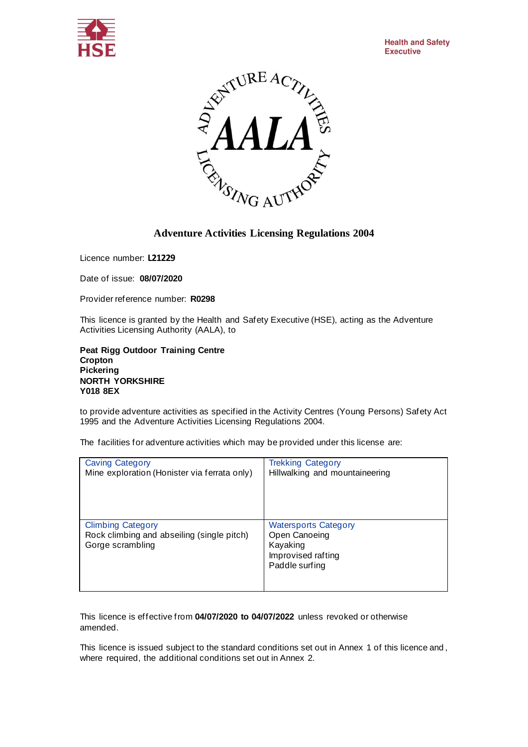Health and Safety Executive

# Adventure Activities Licensing Regulations 2004

Licence number: **L21229**

Date of issue: **08/07/2020**

Provider reference number: **R0298**

This licence is granted by the Health and Safety Executive (HSE), acting as the Adventure Activities Licensing Authority (AALA), to

**Peat Rigg Outdoor Training Centre**
**Cropton**
**Pickering**
**NORTH YORKSHIRE**
**Y018 8EX**

to provide adventure activities as specified in the Activity Centres (Young Persons) Safety Act 1995 and the Adventure Activities Licensing Regulations 2004.

The facilities for adventure activities which may be provided under this license are:

| Caving Category | Trekking Category |
|---|---|
| Mine exploration (Honister via ferrata only) | Hillwalking and mountaineering |
| **Climbing Category** | **Watersports Category** |
| Rock climbing and abseiling (single pitch)<br>Gorge scrambling | Open Canoeing<br>Kayaking<br>Improvised rafting<br>Paddle surfing |

This licence is effective from **04/07/2020 to 04/07/2022** unless revoked or otherwise amended.

This licence is issued subject to the standard conditions set out in Annex 1 of this licence and, where required, the additional conditions set out in Annex 2.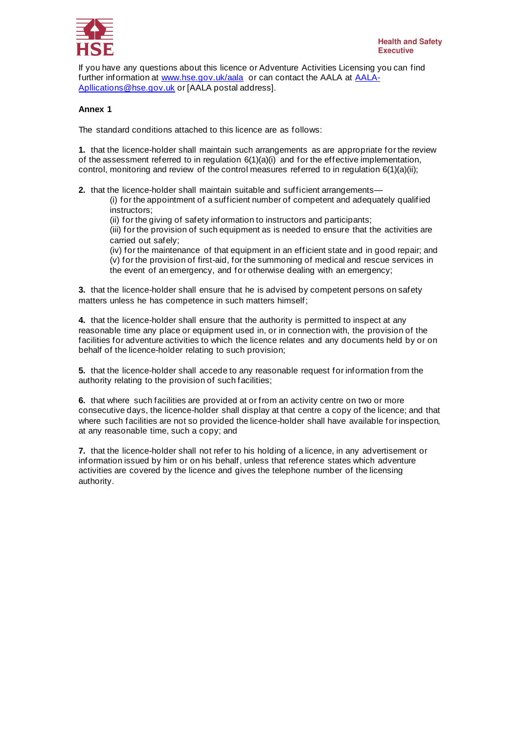If you have any questions about this licence or Adventure Activities Licensing you can find further information at [www.hse.gov.uk/aala](http://www.hse.gov.uk/aala) or can contact the AALA at [AALA-Apllications@hse.gov.uk](mailto:AALA-Apllications@hse.gov.uk) or [AALA postal address].

**Annex 1**

The standard conditions attached to this licence are as follows:

**1.** that the licence-holder shall maintain such arrangements as are appropriate for the review of the assessment referred to in regulation 6(1)(a)(i) and for the effective implementation, control, monitoring and review of the control measures referred to in regulation 6(1)(a)(ii);

**2.** that the licence-holder shall maintain suitable and sufficient arrangements—

- (i) for the appointment of a sufficient number of competent and adequately qualified instructors;
- (ii) for the giving of safety information to instructors and participants;
- (iii) for the provision of such equipment as is needed to ensure that the activities are carried out safely;
- (iv) for the maintenance of that equipment in an efficient state and in good repair; and
- (v) for the provision of first-aid, for the summoning of medical and rescue services in the event of an emergency, and for otherwise dealing with an emergency;

**3.** that the licence-holder shall ensure that he is advised by competent persons on safety matters unless he has competence in such matters himself;

**4.** that the licence-holder shall ensure that the authority is permitted to inspect at any reasonable time any place or equipment used in, or in connection with, the provision of the facilities for adventure activities to which the licence relates and any documents held by or on behalf of the licence-holder relating to such provision;

**5.** that the licence-holder shall accede to any reasonable request for information from the authority relating to the provision of such facilities;

**6.** that where such facilities are provided at or from an activity centre on two or more consecutive days, the licence-holder shall display at that centre a copy of the licence; and that where such facilities are not so provided the licence-holder shall have available for inspection, at any reasonable time, such a copy; and

**7.** that the licence-holder shall not refer to his holding of a licence, in any advertisement or information issued by him or on his behalf, unless that reference states which adventure activities are covered by the licence and gives the telephone number of the licensing authority.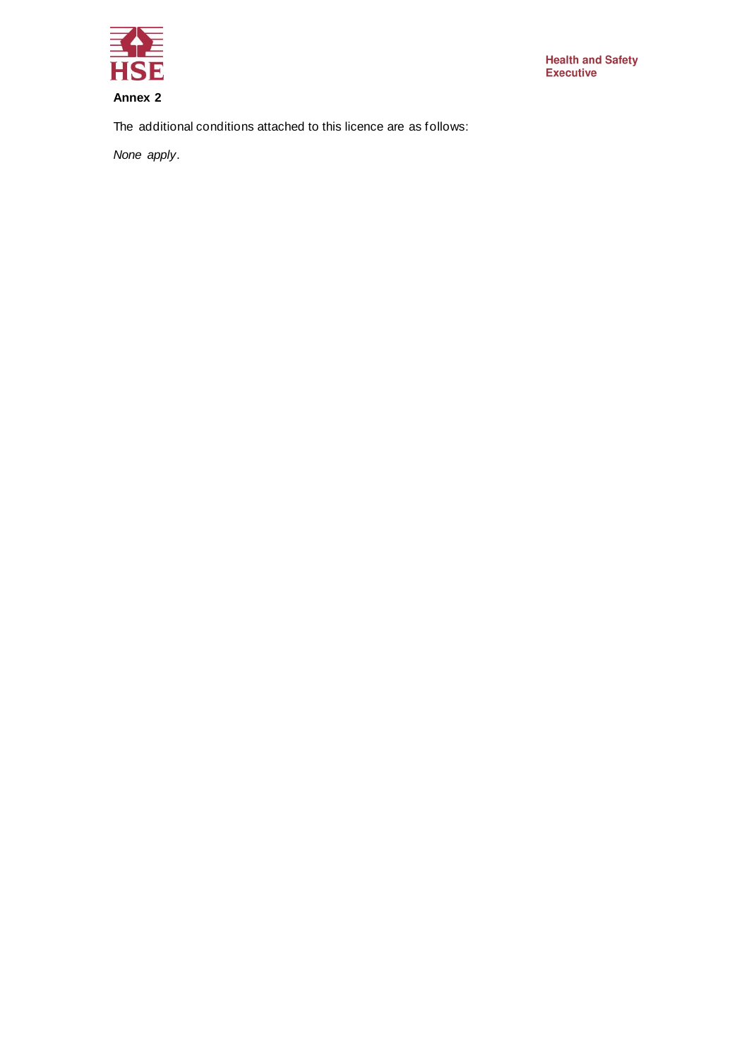**Annex 2**

The additional conditions attached to this licence are as follows:

*None apply*.